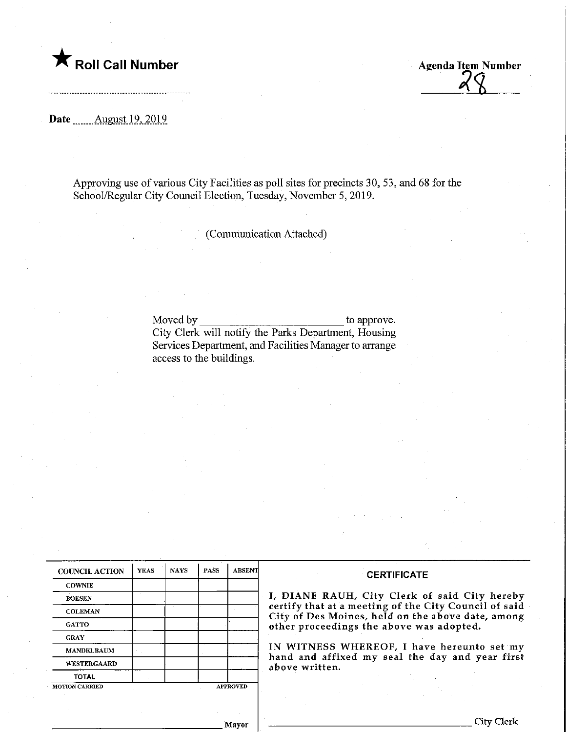★ **Roll Call Number**

**Agenda Item Number**
28

**Date** August 19, 2019

Approving use of various City Facilities as poll sites for precincts 30, 53, and 68 for the School/Regular City Council Election, Tuesday, November 5, 2019.

(Communication Attached)

Moved by ____________________ to approve.
City Clerk will notify the Parks Department, Housing Services Department, and Facilities Manager to arrange access to the buildings.

| COUNCIL ACTION | YEAS | NAYS | PASS | ABSENT |
|---|---|---|---|---|
| COWNIE | | | | |
| BOESEN | | | | |
| COLEMAN | | | | |
| GATTO | | | | |
| GRAY | | | | |
| MANDELBAUM | | | | |
| WESTERGAARD | | | | |
| TOTAL | | | | |

MOTION CARRIED APPROVED

______________________ Mayor

**CERTIFICATE**

I, DIANE RAUH, City Clerk of said City hereby certify that at a meeting of the City Council of said City of Des Moines, held on the above date, among other proceedings the above was adopted.

IN WITNESS WHEREOF, I have hereunto set my hand and affixed my seal the day and year first above written.

______________________ City Clerk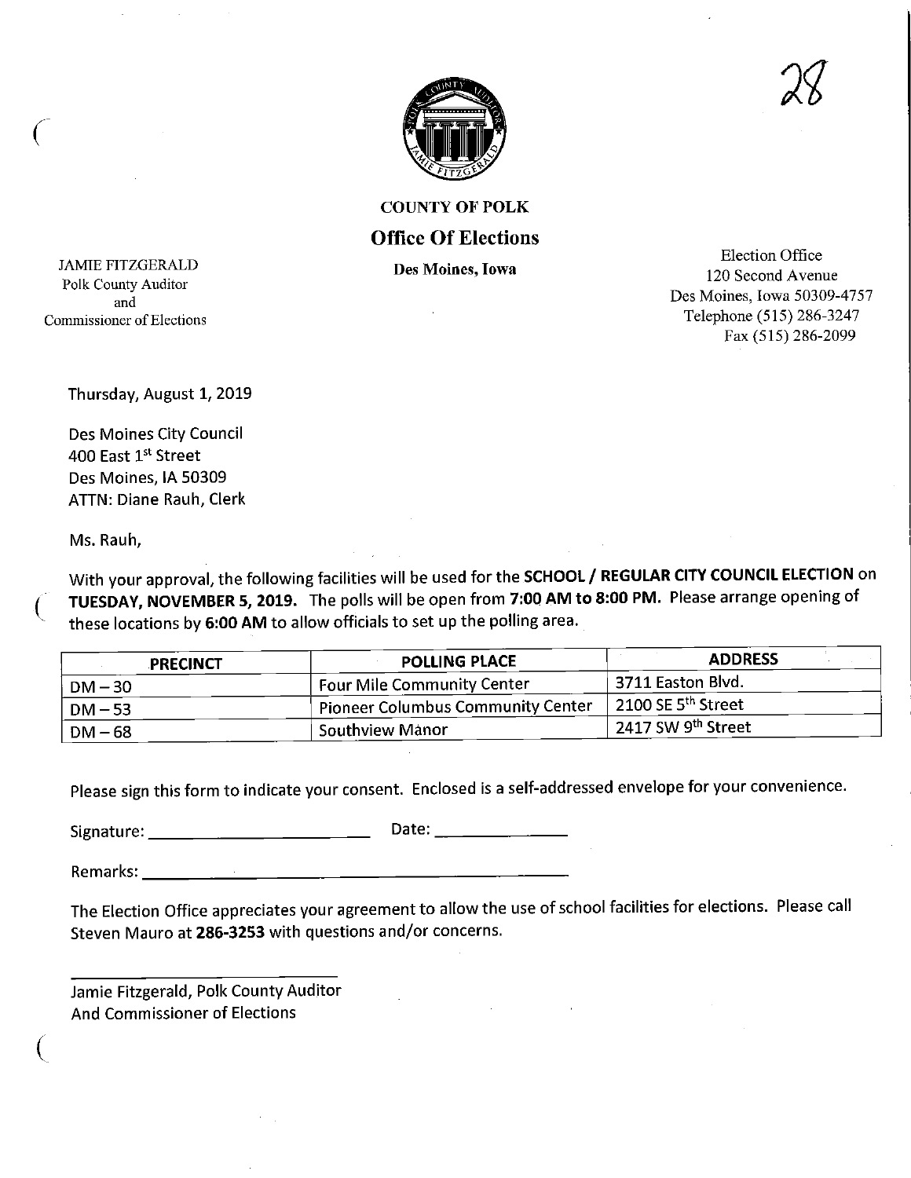28

**COUNTY OF POLK**

## Office Of Elections

**Des Moines, Iowa**

JAMIE FITZGERALD
Polk County Auditor
and
Commissioner of Elections

Election Office
120 Second Avenue
Des Moines, Iowa 50309-4757
Telephone (515) 286-3247
Fax (515) 286-2099

Thursday, August 1, 2019

Des Moines City Council
400 East 1st Street
Des Moines, IA 50309
ATTN: Diane Rauh, Clerk

Ms. Rauh,

With your approval, the following facilities will be used for the **SCHOOL / REGULAR CITY COUNCIL ELECTION** on **TUESDAY, NOVEMBER 5, 2019.** The polls will be open from **7:00 AM to 8:00 PM.** Please arrange opening of these locations by **6:00 AM** to allow officials to set up the polling area.

| PRECINCT | POLLING PLACE | ADDRESS |
|---|---|---|
| DM – 30 | Four Mile Community Center | 3711 Easton Blvd. |
| DM – 53 | Pioneer Columbus Community Center | 2100 SE 5th Street |
| DM – 68 | Southview Manor | 2417 SW 9th Street |

Please sign this form to indicate your consent. Enclosed is a self-addressed envelope for your convenience.

Signature: ________________________ Date: _______________

Remarks: ____________________________________________

The Election Office appreciates your agreement to allow the use of school facilities for elections. Please call Steven Mauro at **286-3253** with questions and/or concerns.

______________________________
Jamie Fitzgerald, Polk County Auditor
And Commissioner of Elections